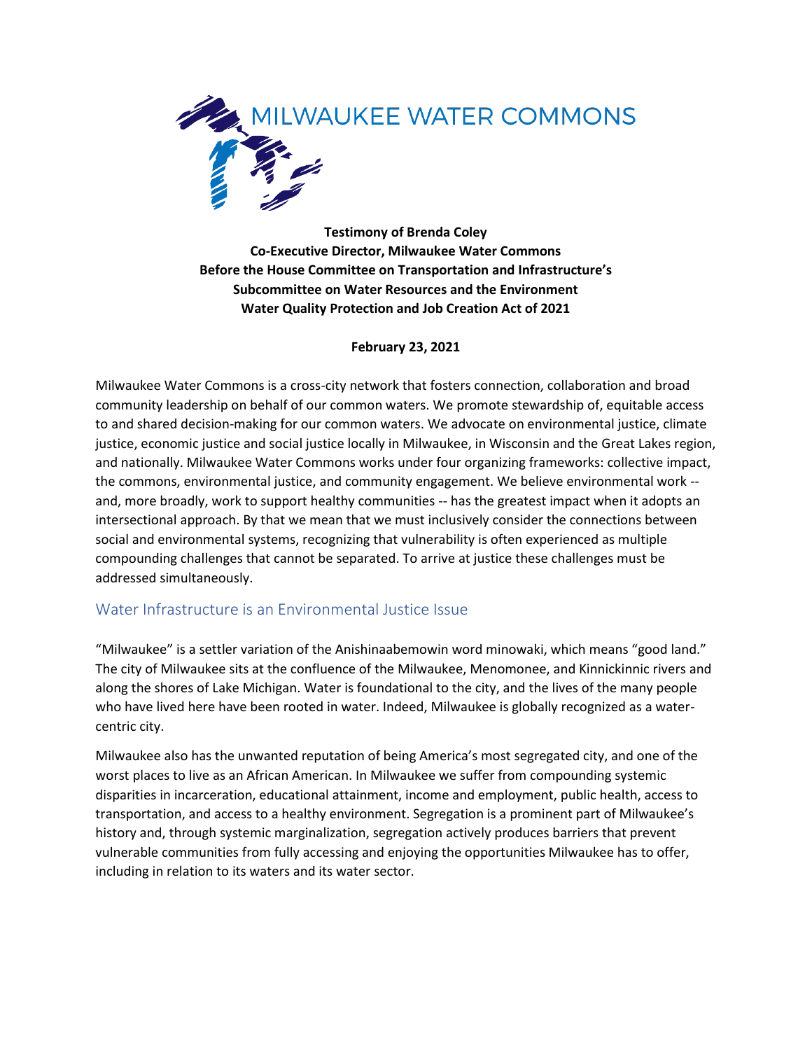# MILWAUKEE WATER COMMONS

**Testimony of Brenda Coley**
**Co-Executive Director, Milwaukee Water Commons**
**Before the House Committee on Transportation and Infrastructure's**
**Subcommittee on Water Resources and the Environment**
**Water Quality Protection and Job Creation Act of 2021**

**February 23, 2021**

Milwaukee Water Commons is a cross-city network that fosters connection, collaboration and broad community leadership on behalf of our common waters. We promote stewardship of, equitable access to and shared decision-making for our common waters. We advocate on environmental justice, climate justice, economic justice and social justice locally in Milwaukee, in Wisconsin and the Great Lakes region, and nationally. Milwaukee Water Commons works under four organizing frameworks: collective impact, the commons, environmental justice, and community engagement. We believe environmental work -- and, more broadly, work to support healthy communities -- has the greatest impact when it adopts an intersectional approach. By that we mean that we must inclusively consider the connections between social and environmental systems, recognizing that vulnerability is often experienced as multiple compounding challenges that cannot be separated. To arrive at justice these challenges must be addressed simultaneously.

## Water Infrastructure is an Environmental Justice Issue

"Milwaukee" is a settler variation of the Anishinaabemowin word minowaki, which means "good land." The city of Milwaukee sits at the confluence of the Milwaukee, Menomonee, and Kinnickinnic rivers and along the shores of Lake Michigan. Water is foundational to the city, and the lives of the many people who have lived here have been rooted in water. Indeed, Milwaukee is globally recognized as a water-centric city.

Milwaukee also has the unwanted reputation of being America's most segregated city, and one of the worst places to live as an African American. In Milwaukee we suffer from compounding systemic disparities in incarceration, educational attainment, income and employment, public health, access to transportation, and access to a healthy environment. Segregation is a prominent part of Milwaukee's history and, through systemic marginalization, segregation actively produces barriers that prevent vulnerable communities from fully accessing and enjoying the opportunities Milwaukee has to offer, including in relation to its waters and its water sector.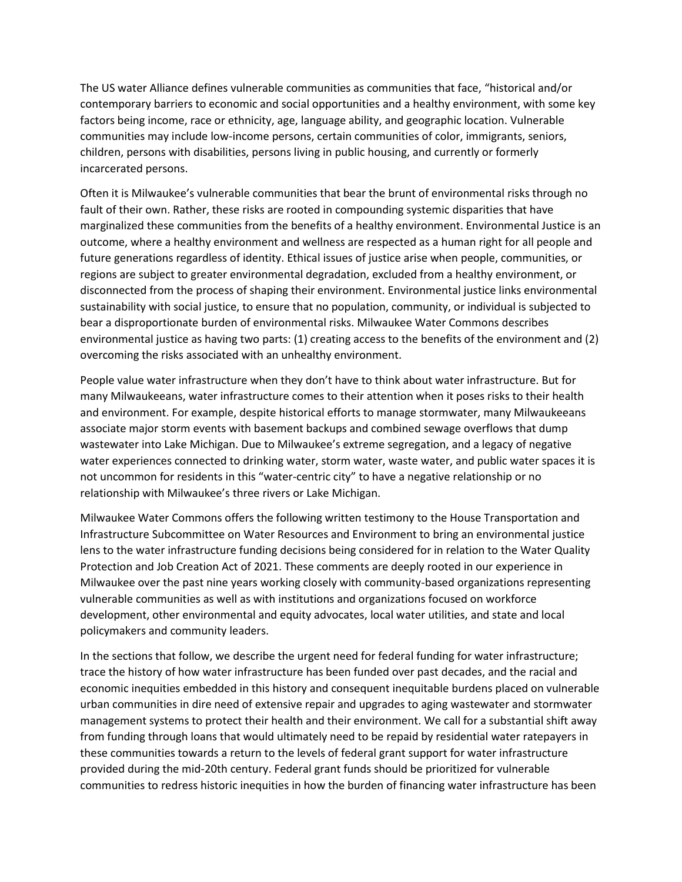The US water Alliance defines vulnerable communities as communities that face, "historical and/or contemporary barriers to economic and social opportunities and a healthy environment, with some key factors being income, race or ethnicity, age, language ability, and geographic location. Vulnerable communities may include low-income persons, certain communities of color, immigrants, seniors, children, persons with disabilities, persons living in public housing, and currently or formerly incarcerated persons.

Often it is Milwaukee's vulnerable communities that bear the brunt of environmental risks through no fault of their own. Rather, these risks are rooted in compounding systemic disparities that have marginalized these communities from the benefits of a healthy environment. Environmental Justice is an outcome, where a healthy environment and wellness are respected as a human right for all people and future generations regardless of identity. Ethical issues of justice arise when people, communities, or regions are subject to greater environmental degradation, excluded from a healthy environment, or disconnected from the process of shaping their environment. Environmental justice links environmental sustainability with social justice, to ensure that no population, community, or individual is subjected to bear a disproportionate burden of environmental risks. Milwaukee Water Commons describes environmental justice as having two parts: (1) creating access to the benefits of the environment and (2) overcoming the risks associated with an unhealthy environment.

People value water infrastructure when they don't have to think about water infrastructure. But for many Milwaukeeans, water infrastructure comes to their attention when it poses risks to their health and environment. For example, despite historical efforts to manage stormwater, many Milwaukeeans associate major storm events with basement backups and combined sewage overflows that dump wastewater into Lake Michigan. Due to Milwaukee's extreme segregation, and a legacy of negative water experiences connected to drinking water, storm water, waste water, and public water spaces it is not uncommon for residents in this "water-centric city" to have a negative relationship or no relationship with Milwaukee's three rivers or Lake Michigan.

Milwaukee Water Commons offers the following written testimony to the House Transportation and Infrastructure Subcommittee on Water Resources and Environment to bring an environmental justice lens to the water infrastructure funding decisions being considered for in relation to the Water Quality Protection and Job Creation Act of 2021. These comments are deeply rooted in our experience in Milwaukee over the past nine years working closely with community-based organizations representing vulnerable communities as well as with institutions and organizations focused on workforce development, other environmental and equity advocates, local water utilities, and state and local policymakers and community leaders.

In the sections that follow, we describe the urgent need for federal funding for water infrastructure; trace the history of how water infrastructure has been funded over past decades, and the racial and economic inequities embedded in this history and consequent inequitable burdens placed on vulnerable urban communities in dire need of extensive repair and upgrades to aging wastewater and stormwater management systems to protect their health and their environment. We call for a substantial shift away from funding through loans that would ultimately need to be repaid by residential water ratepayers in these communities towards a return to the levels of federal grant support for water infrastructure provided during the mid-20th century. Federal grant funds should be prioritized for vulnerable communities to redress historic inequities in how the burden of financing water infrastructure has been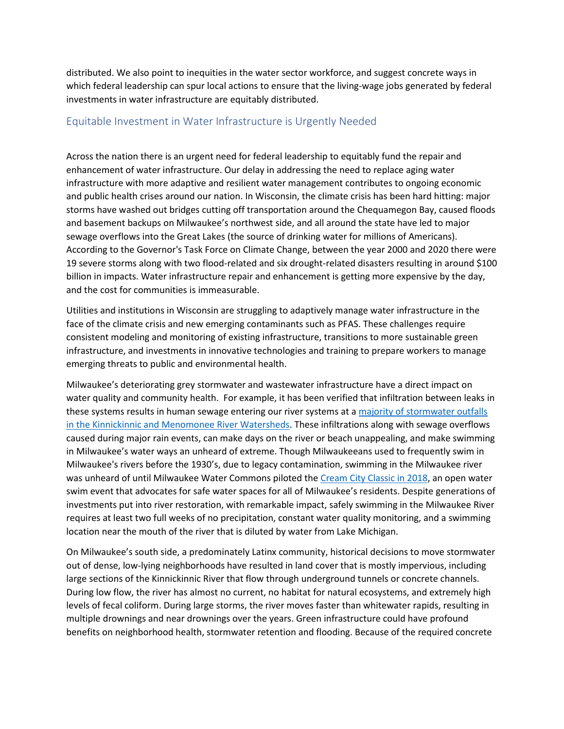distributed. We also point to inequities in the water sector workforce, and suggest concrete ways in which federal leadership can spur local actions to ensure that the living-wage jobs generated by federal investments in water infrastructure are equitably distributed.

## Equitable Investment in Water Infrastructure is Urgently Needed

Across the nation there is an urgent need for federal leadership to equitably fund the repair and enhancement of water infrastructure. Our delay in addressing the need to replace aging water infrastructure with more adaptive and resilient water management contributes to ongoing economic and public health crises around our nation. In Wisconsin, the climate crisis has been hard hitting: major storms have washed out bridges cutting off transportation around the Chequamegon Bay, caused floods and basement backups on Milwaukee's northwest side, and all around the state have led to major sewage overflows into the Great Lakes (the source of drinking water for millions of Americans). According to the Governor's Task Force on Climate Change, between the year 2000 and 2020 there were 19 severe storms along with two flood-related and six drought-related disasters resulting in around $100 billion in impacts. Water infrastructure repair and enhancement is getting more expensive by the day, and the cost for communities is immeasurable.

Utilities and institutions in Wisconsin are struggling to adaptively manage water infrastructure in the face of the climate crisis and new emerging contaminants such as PFAS. These challenges require consistent modeling and monitoring of existing infrastructure, transitions to more sustainable green infrastructure, and investments in innovative technologies and training to prepare workers to manage emerging threats to public and environmental health.

Milwaukee's deteriorating grey stormwater and wastewater infrastructure have a direct impact on water quality and community health. For example, it has been verified that infiltration between leaks in these systems results in human sewage entering our river systems at a [majority of stormwater outfalls in the Kinnickinnic and Menomonee River Watersheds](). These infiltrations along with sewage overflows caused during major rain events, can make days on the river or beach unappealing, and make swimming in Milwaukee's water ways an unheard of extreme. Though Milwaukeeans used to frequently swim in Milwaukee's rivers before the 1930's, due to legacy contamination, swimming in the Milwaukee river was unheard of until Milwaukee Water Commons piloted the [Cream City Classic in 2018](), an open water swim event that advocates for safe water spaces for all of Milwaukee's residents. Despite generations of investments put into river restoration, with remarkable impact, safely swimming in the Milwaukee River requires at least two full weeks of no precipitation, constant water quality monitoring, and a swimming location near the mouth of the river that is diluted by water from Lake Michigan.

On Milwaukee's south side, a predominately Latinx community, historical decisions to move stormwater out of dense, low-lying neighborhoods have resulted in land cover that is mostly impervious, including large sections of the Kinnickinnic River that flow through underground tunnels or concrete channels. During low flow, the river has almost no current, no habitat for natural ecosystems, and extremely high levels of fecal coliform. During large storms, the river moves faster than whitewater rapids, resulting in multiple drownings and near drownings over the years. Green infrastructure could have profound benefits on neighborhood health, stormwater retention and flooding. Because of the required concrete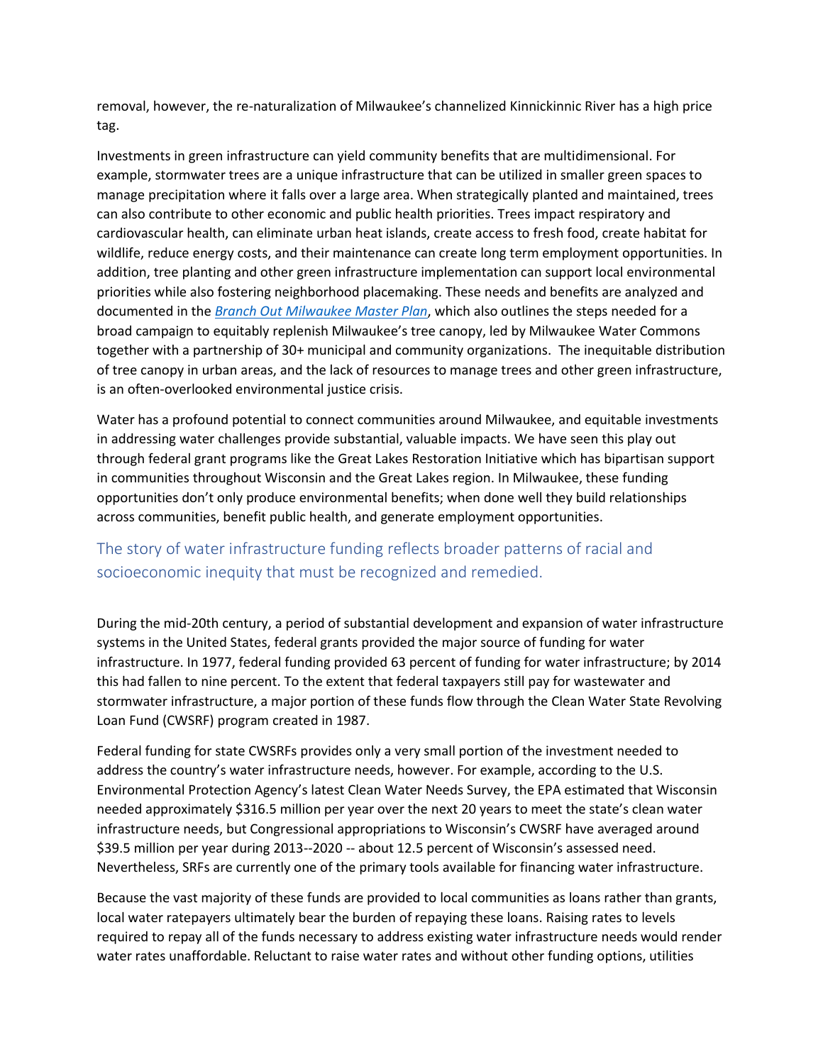removal, however, the re-naturalization of Milwaukee's channelized Kinnickinnic River has a high price tag.

Investments in green infrastructure can yield community benefits that are multidimensional. For example, stormwater trees are a unique infrastructure that can be utilized in smaller green spaces to manage precipitation where it falls over a large area. When strategically planted and maintained, trees can also contribute to other economic and public health priorities. Trees impact respiratory and cardiovascular health, can eliminate urban heat islands, create access to fresh food, create habitat for wildlife, reduce energy costs, and their maintenance can create long term employment opportunities. In addition, tree planting and other green infrastructure implementation can support local environmental priorities while also fostering neighborhood placemaking. These needs and benefits are analyzed and documented in the *Branch Out Milwaukee Master Plan*, which also outlines the steps needed for a broad campaign to equitably replenish Milwaukee's tree canopy, led by Milwaukee Water Commons together with a partnership of 30+ municipal and community organizations. The inequitable distribution of tree canopy in urban areas, and the lack of resources to manage trees and other green infrastructure, is an often-overlooked environmental justice crisis.

Water has a profound potential to connect communities around Milwaukee, and equitable investments in addressing water challenges provide substantial, valuable impacts. We have seen this play out through federal grant programs like the Great Lakes Restoration Initiative which has bipartisan support in communities throughout Wisconsin and the Great Lakes region. In Milwaukee, these funding opportunities don't only produce environmental benefits; when done well they build relationships across communities, benefit public health, and generate employment opportunities.

## The story of water infrastructure funding reflects broader patterns of racial and socioeconomic inequity that must be recognized and remedied.

During the mid-20th century, a period of substantial development and expansion of water infrastructure systems in the United States, federal grants provided the major source of funding for water infrastructure. In 1977, federal funding provided 63 percent of funding for water infrastructure; by 2014 this had fallen to nine percent. To the extent that federal taxpayers still pay for wastewater and stormwater infrastructure, a major portion of these funds flow through the Clean Water State Revolving Loan Fund (CWSRF) program created in 1987.

Federal funding for state CWSRFs provides only a very small portion of the investment needed to address the country's water infrastructure needs, however. For example, according to the U.S. Environmental Protection Agency's latest Clean Water Needs Survey, the EPA estimated that Wisconsin needed approximately $316.5 million per year over the next 20 years to meet the state's clean water infrastructure needs, but Congressional appropriations to Wisconsin's CWSRF have averaged around $39.5 million per year during 2013--2020 -- about 12.5 percent of Wisconsin's assessed need. Nevertheless, SRFs are currently one of the primary tools available for financing water infrastructure.

Because the vast majority of these funds are provided to local communities as loans rather than grants, local water ratepayers ultimately bear the burden of repaying these loans. Raising rates to levels required to repay all of the funds necessary to address existing water infrastructure needs would render water rates unaffordable. Reluctant to raise water rates and without other funding options, utilities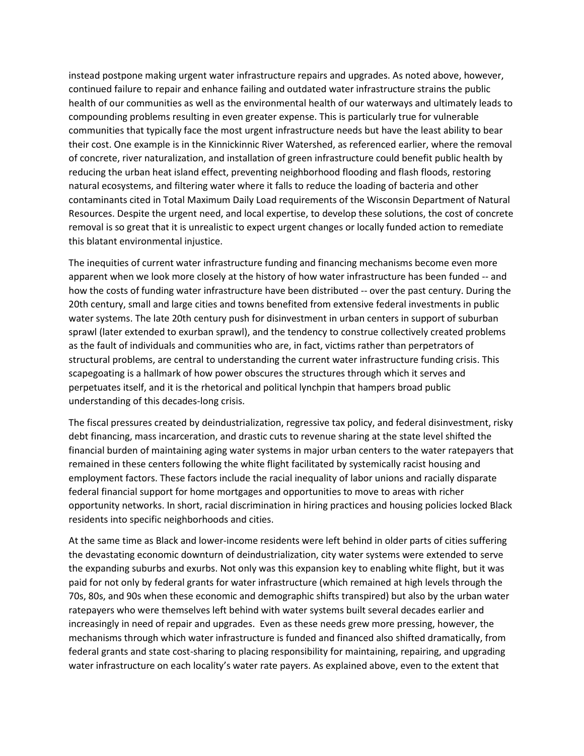instead postpone making urgent water infrastructure repairs and upgrades. As noted above, however, continued failure to repair and enhance failing and outdated water infrastructure strains the public health of our communities as well as the environmental health of our waterways and ultimately leads to compounding problems resulting in even greater expense. This is particularly true for vulnerable communities that typically face the most urgent infrastructure needs but have the least ability to bear their cost. One example is in the Kinnickinnic River Watershed, as referenced earlier, where the removal of concrete, river naturalization, and installation of green infrastructure could benefit public health by reducing the urban heat island effect, preventing neighborhood flooding and flash floods, restoring natural ecosystems, and filtering water where it falls to reduce the loading of bacteria and other contaminants cited in Total Maximum Daily Load requirements of the Wisconsin Department of Natural Resources. Despite the urgent need, and local expertise, to develop these solutions, the cost of concrete removal is so great that it is unrealistic to expect urgent changes or locally funded action to remediate this blatant environmental injustice.

The inequities of current water infrastructure funding and financing mechanisms become even more apparent when we look more closely at the history of how water infrastructure has been funded -- and how the costs of funding water infrastructure have been distributed -- over the past century. During the 20th century, small and large cities and towns benefited from extensive federal investments in public water systems. The late 20th century push for disinvestment in urban centers in support of suburban sprawl (later extended to exurban sprawl), and the tendency to construe collectively created problems as the fault of individuals and communities who are, in fact, victims rather than perpetrators of structural problems, are central to understanding the current water infrastructure funding crisis. This scapegoating is a hallmark of how power obscures the structures through which it serves and perpetuates itself, and it is the rhetorical and political lynchpin that hampers broad public understanding of this decades-long crisis.

The fiscal pressures created by deindustrialization, regressive tax policy, and federal disinvestment, risky debt financing, mass incarceration, and drastic cuts to revenue sharing at the state level shifted the financial burden of maintaining aging water systems in major urban centers to the water ratepayers that remained in these centers following the white flight facilitated by systemically racist housing and employment factors. These factors include the racial inequality of labor unions and racially disparate federal financial support for home mortgages and opportunities to move to areas with richer opportunity networks. In short, racial discrimination in hiring practices and housing policies locked Black residents into specific neighborhoods and cities.

At the same time as Black and lower-income residents were left behind in older parts of cities suffering the devastating economic downturn of deindustrialization, city water systems were extended to serve the expanding suburbs and exurbs. Not only was this expansion key to enabling white flight, but it was paid for not only by federal grants for water infrastructure (which remained at high levels through the 70s, 80s, and 90s when these economic and demographic shifts transpired) but also by the urban water ratepayers who were themselves left behind with water systems built several decades earlier and increasingly in need of repair and upgrades. Even as these needs grew more pressing, however, the mechanisms through which water infrastructure is funded and financed also shifted dramatically, from federal grants and state cost-sharing to placing responsibility for maintaining, repairing, and upgrading water infrastructure on each locality's water rate payers. As explained above, even to the extent that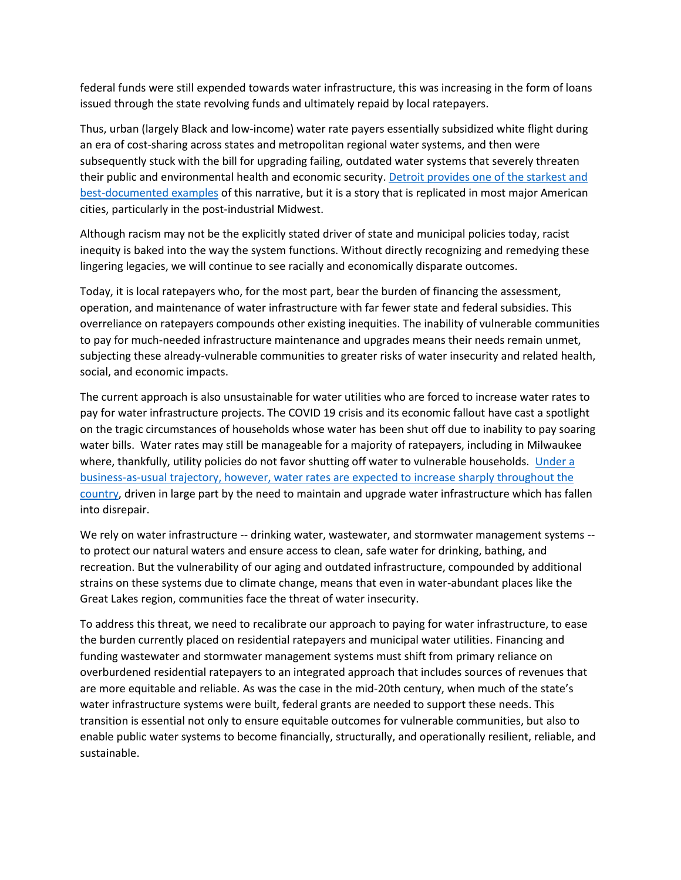federal funds were still expended towards water infrastructure, this was increasing in the form of loans issued through the state revolving funds and ultimately repaid by local ratepayers.

Thus, urban (largely Black and low-income) water rate payers essentially subsidized white flight during an era of cost-sharing across states and metropolitan regional water systems, and then were subsequently stuck with the bill for upgrading failing, outdated water systems that severely threaten their public and environmental health and economic security. Detroit provides one of the starkest and best-documented examples of this narrative, but it is a story that is replicated in most major American cities, particularly in the post-industrial Midwest.

Although racism may not be the explicitly stated driver of state and municipal policies today, racist inequity is baked into the way the system functions. Without directly recognizing and remedying these lingering legacies, we will continue to see racially and economically disparate outcomes.

Today, it is local ratepayers who, for the most part, bear the burden of financing the assessment, operation, and maintenance of water infrastructure with far fewer state and federal subsidies. This overreliance on ratepayers compounds other existing inequities. The inability of vulnerable communities to pay for much-needed infrastructure maintenance and upgrades means their needs remain unmet, subjecting these already-vulnerable communities to greater risks of water insecurity and related health, social, and economic impacts.

The current approach is also unsustainable for water utilities who are forced to increase water rates to pay for water infrastructure projects. The COVID 19 crisis and its economic fallout have cast a spotlight on the tragic circumstances of households whose water has been shut off due to inability to pay soaring water bills. Water rates may still be manageable for a majority of ratepayers, including in Milwaukee where, thankfully, utility policies do not favor shutting off water to vulnerable households. Under a business-as-usual trajectory, however, water rates are expected to increase sharply throughout the country, driven in large part by the need to maintain and upgrade water infrastructure which has fallen into disrepair.

We rely on water infrastructure -- drinking water, wastewater, and stormwater management systems -- to protect our natural waters and ensure access to clean, safe water for drinking, bathing, and recreation. But the vulnerability of our aging and outdated infrastructure, compounded by additional strains on these systems due to climate change, means that even in water-abundant places like the Great Lakes region, communities face the threat of water insecurity.

To address this threat, we need to recalibrate our approach to paying for water infrastructure, to ease the burden currently placed on residential ratepayers and municipal water utilities. Financing and funding wastewater and stormwater management systems must shift from primary reliance on overburdened residential ratepayers to an integrated approach that includes sources of revenues that are more equitable and reliable. As was the case in the mid-20th century, when much of the state's water infrastructure systems were built, federal grants are needed to support these needs. This transition is essential not only to ensure equitable outcomes for vulnerable communities, but also to enable public water systems to become financially, structurally, and operationally resilient, reliable, and sustainable.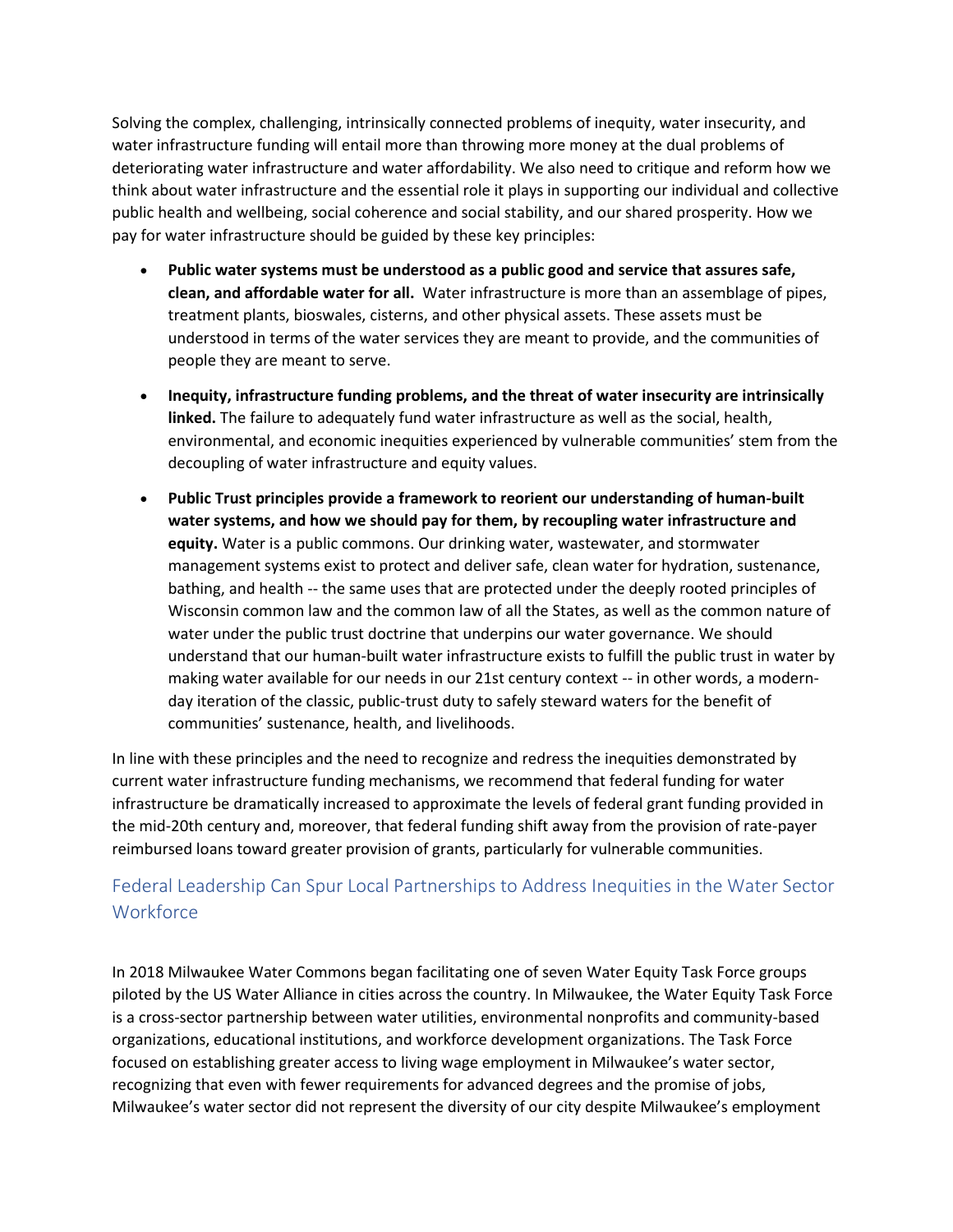Solving the complex, challenging, intrinsically connected problems of inequity, water insecurity, and water infrastructure funding will entail more than throwing more money at the dual problems of deteriorating water infrastructure and water affordability. We also need to critique and reform how we think about water infrastructure and the essential role it plays in supporting our individual and collective public health and wellbeing, social coherence and social stability, and our shared prosperity. How we pay for water infrastructure should be guided by these key principles:

- **Public water systems must be understood as a public good and service that assures safe, clean, and affordable water for all.** Water infrastructure is more than an assemblage of pipes, treatment plants, bioswales, cisterns, and other physical assets. These assets must be understood in terms of the water services they are meant to provide, and the communities of people they are meant to serve.
- **Inequity, infrastructure funding problems, and the threat of water insecurity are intrinsically linked.** The failure to adequately fund water infrastructure as well as the social, health, environmental, and economic inequities experienced by vulnerable communities' stem from the decoupling of water infrastructure and equity values.
- **Public Trust principles provide a framework to reorient our understanding of human-built water systems, and how we should pay for them, by recoupling water infrastructure and equity.** Water is a public commons. Our drinking water, wastewater, and stormwater management systems exist to protect and deliver safe, clean water for hydration, sustenance, bathing, and health -- the same uses that are protected under the deeply rooted principles of Wisconsin common law and the common law of all the States, as well as the common nature of water under the public trust doctrine that underpins our water governance. We should understand that our human-built water infrastructure exists to fulfill the public trust in water by making water available for our needs in our 21st century context -- in other words, a modern-day iteration of the classic, public-trust duty to safely steward waters for the benefit of communities' sustenance, health, and livelihoods.

In line with these principles and the need to recognize and redress the inequities demonstrated by current water infrastructure funding mechanisms, we recommend that federal funding for water infrastructure be dramatically increased to approximate the levels of federal grant funding provided in the mid-20th century and, moreover, that federal funding shift away from the provision of rate-payer reimbursed loans toward greater provision of grants, particularly for vulnerable communities.

## Federal Leadership Can Spur Local Partnerships to Address Inequities in the Water Sector Workforce

In 2018 Milwaukee Water Commons began facilitating one of seven Water Equity Task Force groups piloted by the US Water Alliance in cities across the country. In Milwaukee, the Water Equity Task Force is a cross-sector partnership between water utilities, environmental nonprofits and community-based organizations, educational institutions, and workforce development organizations. The Task Force focused on establishing greater access to living wage employment in Milwaukee's water sector, recognizing that even with fewer requirements for advanced degrees and the promise of jobs, Milwaukee's water sector did not represent the diversity of our city despite Milwaukee's employment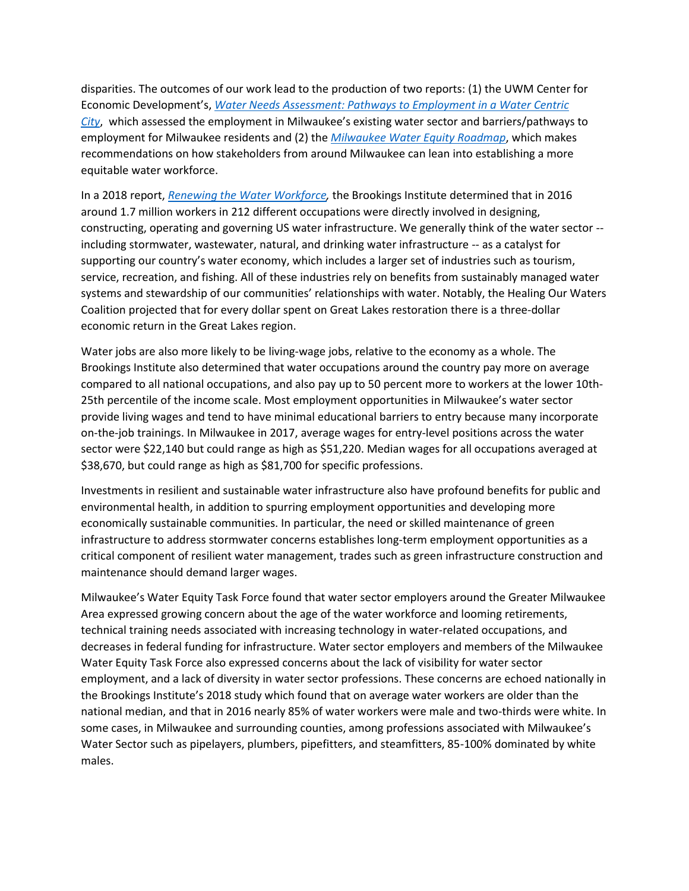disparities. The outcomes of our work lead to the production of two reports: (1) the UWM Center for Economic Development's, *Water Needs Assessment: Pathways to Employment in a Water Centric City*, which assessed the employment in Milwaukee's existing water sector and barriers/pathways to employment for Milwaukee residents and (2) the *Milwaukee Water Equity Roadmap*, which makes recommendations on how stakeholders from around Milwaukee can lean into establishing a more equitable water workforce.

In a 2018 report, *Renewing the Water Workforce*, the Brookings Institute determined that in 2016 around 1.7 million workers in 212 different occupations were directly involved in designing, constructing, operating and governing US water infrastructure. We generally think of the water sector -- including stormwater, wastewater, natural, and drinking water infrastructure -- as a catalyst for supporting our country's water economy, which includes a larger set of industries such as tourism, service, recreation, and fishing. All of these industries rely on benefits from sustainably managed water systems and stewardship of our communities' relationships with water. Notably, the Healing Our Waters Coalition projected that for every dollar spent on Great Lakes restoration there is a three-dollar economic return in the Great Lakes region.

Water jobs are also more likely to be living-wage jobs, relative to the economy as a whole. The Brookings Institute also determined that water occupations around the country pay more on average compared to all national occupations, and also pay up to 50 percent more to workers at the lower 10th-25th percentile of the income scale. Most employment opportunities in Milwaukee's water sector provide living wages and tend to have minimal educational barriers to entry because many incorporate on-the-job trainings. In Milwaukee in 2017, average wages for entry-level positions across the water sector were $22,140 but could range as high as $51,220. Median wages for all occupations averaged at $38,670, but could range as high as $81,700 for specific professions.

Investments in resilient and sustainable water infrastructure also have profound benefits for public and environmental health, in addition to spurring employment opportunities and developing more economically sustainable communities. In particular, the need or skilled maintenance of green infrastructure to address stormwater concerns establishes long-term employment opportunities as a critical component of resilient water management, trades such as green infrastructure construction and maintenance should demand larger wages.

Milwaukee's Water Equity Task Force found that water sector employers around the Greater Milwaukee Area expressed growing concern about the age of the water workforce and looming retirements, technical training needs associated with increasing technology in water-related occupations, and decreases in federal funding for infrastructure. Water sector employers and members of the Milwaukee Water Equity Task Force also expressed concerns about the lack of visibility for water sector employment, and a lack of diversity in water sector professions. These concerns are echoed nationally in the Brookings Institute's 2018 study which found that on average water workers are older than the national median, and that in 2016 nearly 85% of water workers were male and two-thirds were white. In some cases, in Milwaukee and surrounding counties, among professions associated with Milwaukee's Water Sector such as pipelayers, plumbers, pipefitters, and steamfitters, 85-100% dominated by white males.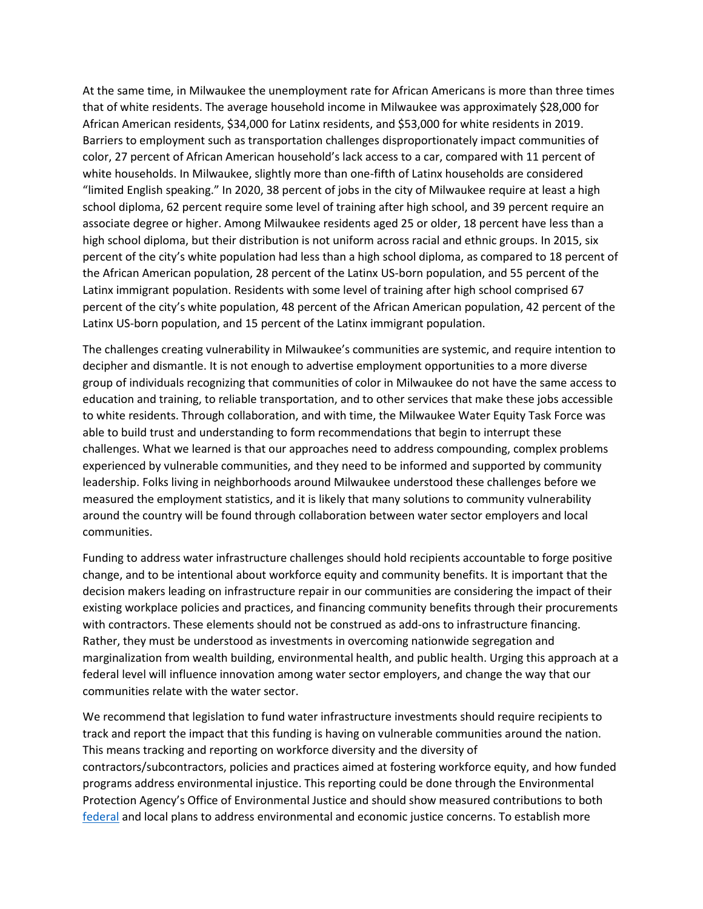At the same time, in Milwaukee the unemployment rate for African Americans is more than three times that of white residents. The average household income in Milwaukee was approximately $28,000 for African American residents, $34,000 for Latinx residents, and $53,000 for white residents in 2019. Barriers to employment such as transportation challenges disproportionately impact communities of color, 27 percent of African American household's lack access to a car, compared with 11 percent of white households. In Milwaukee, slightly more than one-fifth of Latinx households are considered "limited English speaking." In 2020, 38 percent of jobs in the city of Milwaukee require at least a high school diploma, 62 percent require some level of training after high school, and 39 percent require an associate degree or higher. Among Milwaukee residents aged 25 or older, 18 percent have less than a high school diploma, but their distribution is not uniform across racial and ethnic groups. In 2015, six percent of the city's white population had less than a high school diploma, as compared to 18 percent of the African American population, 28 percent of the Latinx US-born population, and 55 percent of the Latinx immigrant population. Residents with some level of training after high school comprised 67 percent of the city's white population, 48 percent of the African American population, 42 percent of the Latinx US-born population, and 15 percent of the Latinx immigrant population.

The challenges creating vulnerability in Milwaukee's communities are systemic, and require intention to decipher and dismantle. It is not enough to advertise employment opportunities to a more diverse group of individuals recognizing that communities of color in Milwaukee do not have the same access to education and training, to reliable transportation, and to other services that make these jobs accessible to white residents. Through collaboration, and with time, the Milwaukee Water Equity Task Force was able to build trust and understanding to form recommendations that begin to interrupt these challenges. What we learned is that our approaches need to address compounding, complex problems experienced by vulnerable communities, and they need to be informed and supported by community leadership. Folks living in neighborhoods around Milwaukee understood these challenges before we measured the employment statistics, and it is likely that many solutions to community vulnerability around the country will be found through collaboration between water sector employers and local communities.

Funding to address water infrastructure challenges should hold recipients accountable to forge positive change, and to be intentional about workforce equity and community benefits. It is important that the decision makers leading on infrastructure repair in our communities are considering the impact of their existing workplace policies and practices, and financing community benefits through their procurements with contractors. These elements should not be construed as add-ons to infrastructure financing. Rather, they must be understood as investments in overcoming nationwide segregation and marginalization from wealth building, environmental health, and public health. Urging this approach at a federal level will influence innovation among water sector employers, and change the way that our communities relate with the water sector.

We recommend that legislation to fund water infrastructure investments should require recipients to track and report the impact that this funding is having on vulnerable communities around the nation. This means tracking and reporting on workforce diversity and the diversity of contractors/subcontractors, policies and practices aimed at fostering workforce equity, and how funded programs address environmental injustice. This reporting could be done through the Environmental Protection Agency's Office of Environmental Justice and should show measured contributions to both federal and local plans to address environmental and economic justice concerns. To establish more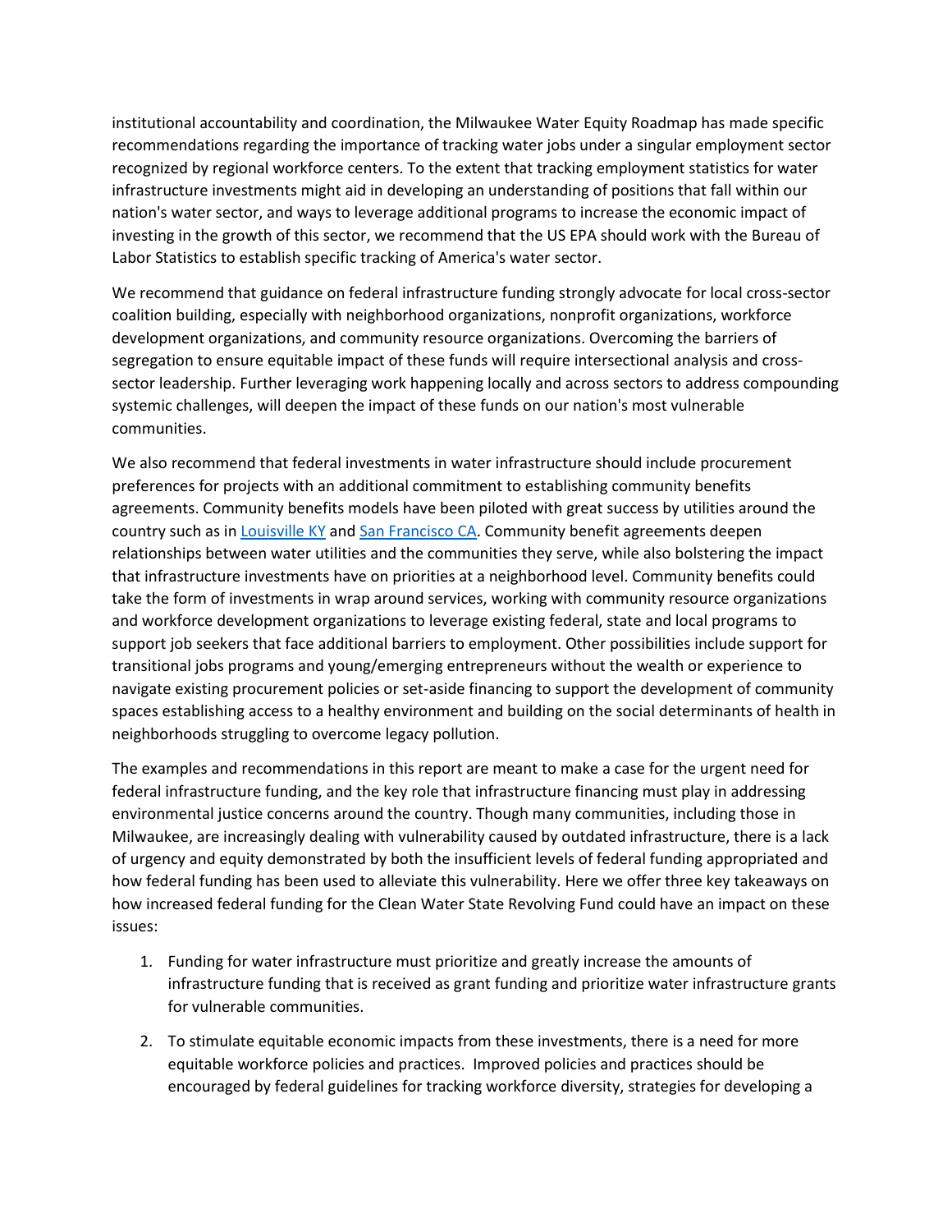institutional accountability and coordination, the Milwaukee Water Equity Roadmap has made specific recommendations regarding the importance of tracking water jobs under a singular employment sector recognized by regional workforce centers. To the extent that tracking employment statistics for water infrastructure investments might aid in developing an understanding of positions that fall within our nation's water sector, and ways to leverage additional programs to increase the economic impact of investing in the growth of this sector, we recommend that the US EPA should work with the Bureau of Labor Statistics to establish specific tracking of America's water sector.

We recommend that guidance on federal infrastructure funding strongly advocate for local cross-sector coalition building, especially with neighborhood organizations, nonprofit organizations, workforce development organizations, and community resource organizations. Overcoming the barriers of segregation to ensure equitable impact of these funds will require intersectional analysis and cross-sector leadership. Further leveraging work happening locally and across sectors to address compounding systemic challenges, will deepen the impact of these funds on our nation's most vulnerable communities.

We also recommend that federal investments in water infrastructure should include procurement preferences for projects with an additional commitment to establishing community benefits agreements. Community benefits models have been piloted with great success by utilities around the country such as in Louisville KY and San Francisco CA. Community benefit agreements deepen relationships between water utilities and the communities they serve, while also bolstering the impact that infrastructure investments have on priorities at a neighborhood level. Community benefits could take the form of investments in wrap around services, working with community resource organizations and workforce development organizations to leverage existing federal, state and local programs to support job seekers that face additional barriers to employment. Other possibilities include support for transitional jobs programs and young/emerging entrepreneurs without the wealth or experience to navigate existing procurement policies or set-aside financing to support the development of community spaces establishing access to a healthy environment and building on the social determinants of health in neighborhoods struggling to overcome legacy pollution.

The examples and recommendations in this report are meant to make a case for the urgent need for federal infrastructure funding, and the key role that infrastructure financing must play in addressing environmental justice concerns around the country. Though many communities, including those in Milwaukee, are increasingly dealing with vulnerability caused by outdated infrastructure, there is a lack of urgency and equity demonstrated by both the insufficient levels of federal funding appropriated and how federal funding has been used to alleviate this vulnerability. Here we offer three key takeaways on how increased federal funding for the Clean Water State Revolving Fund could have an impact on these issues:

1. Funding for water infrastructure must prioritize and greatly increase the amounts of infrastructure funding that is received as grant funding and prioritize water infrastructure grants for vulnerable communities.
2. To stimulate equitable economic impacts from these investments, there is a need for more equitable workforce policies and practices. Improved policies and practices should be encouraged by federal guidelines for tracking workforce diversity, strategies for developing a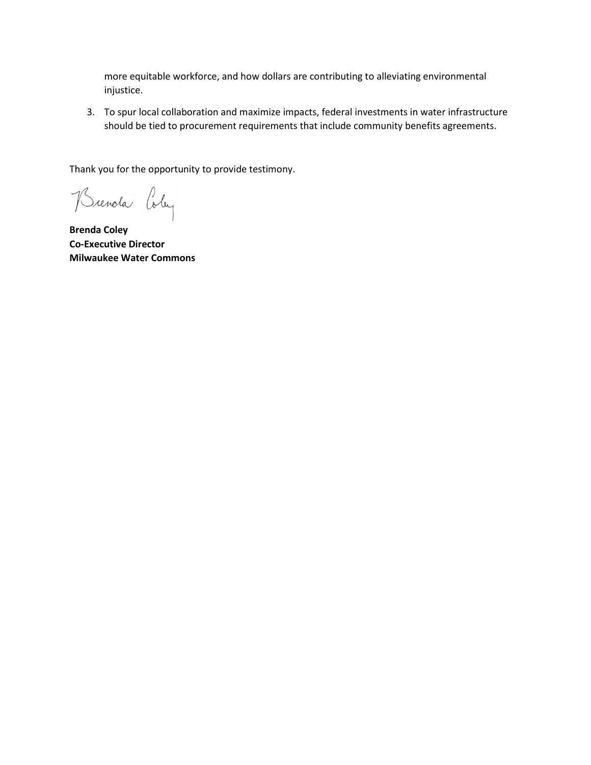more equitable workforce, and how dollars are contributing to alleviating environmental injustice.

3. To spur local collaboration and maximize impacts, federal investments in water infrastructure should be tied to procurement requirements that include community benefits agreements.

Thank you for the opportunity to provide testimony.

**Brenda Coley**
**Co-Executive Director**
**Milwaukee Water Commons**